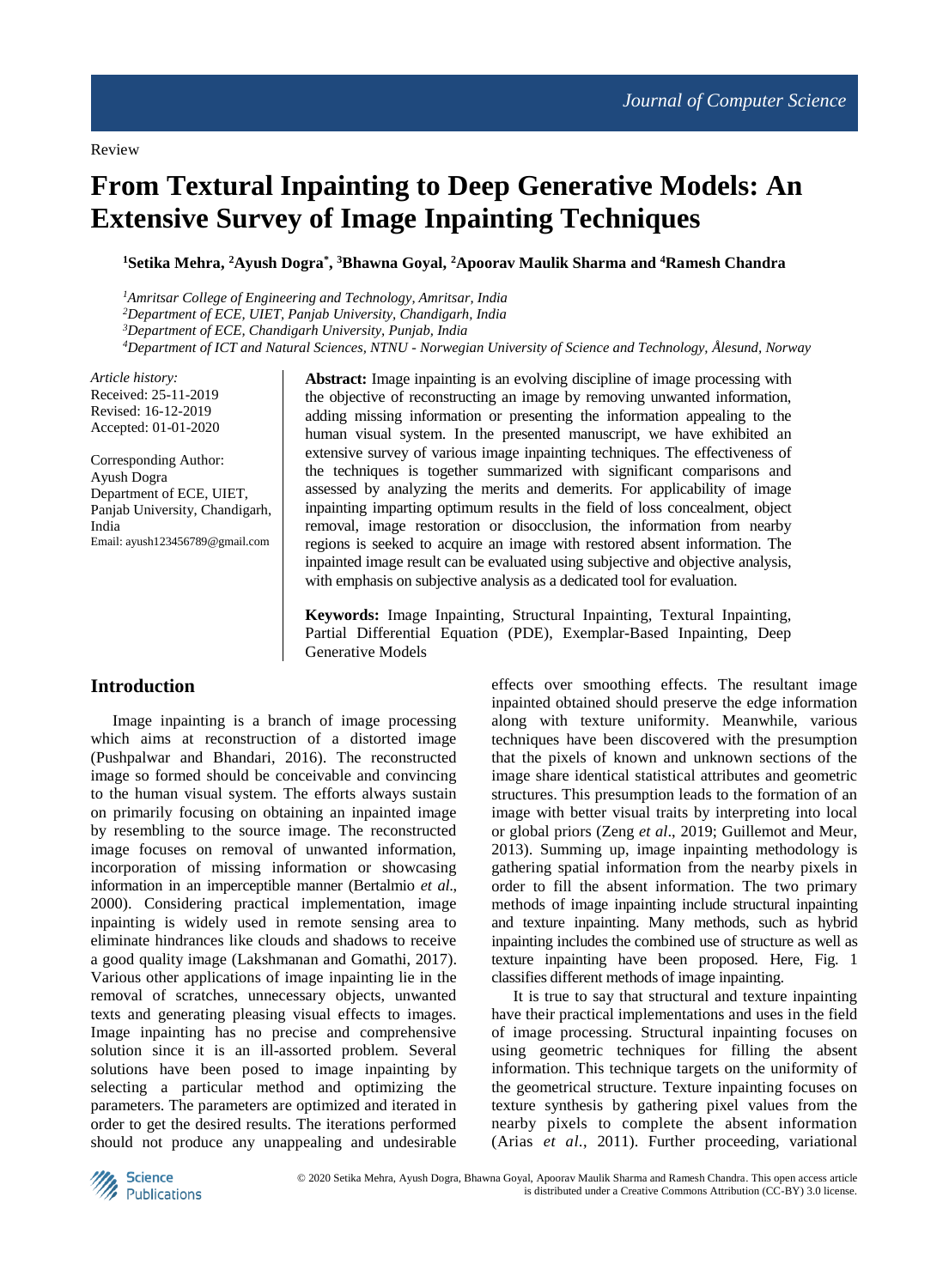Review

# From Textural Inpainting to Deep Generative Models: An Extensive Survey of Image Inpainting Techniques

**[1]Setika Mehra, [2]Ayush Dogra[*], [3]Bhawna Goyal, [2]Apoorav Maulik Sharma and [4]Ramesh Chandra**

*[1]Amritsar College of Engineering and Technology, Amritsar, India*
*[2]Department of ECE, UIET, Panjab University, Chandigarh, India*
*[3]Department of ECE, Chandigarh University, Punjab, India*
*[4]Department of ICT and Natural Sciences, NTNU - Norwegian University of Science and Technology, Ålesund, Norway*

*Article history:*
Received: 25-11-2019
Revised: 16-12-2019
Accepted: 01-01-2020

Corresponding Author:
Ayush Dogra
Department of ECE, UIET, Panjab University, Chandigarh, India
Email: ayush123456789@gmail.com

**Abstract:** Image inpainting is an evolving discipline of image processing with the objective of reconstructing an image by removing unwanted information, adding missing information or presenting the information appealing to the human visual system. In the presented manuscript, we have exhibited an extensive survey of various image inpainting techniques. The effectiveness of the techniques is together summarized with significant comparisons and assessed by analyzing the merits and demerits. For applicability of image inpainting imparting optimum results in the field of loss concealment, object removal, image restoration or disocclusion, the information from nearby regions is seeked to acquire an image with restored absent information. The inpainted image result can be evaluated using subjective and objective analysis, with emphasis on subjective analysis as a dedicated tool for evaluation.

**Keywords:** Image Inpainting, Structural Inpainting, Textural Inpainting, Partial Differential Equation (PDE), Exemplar-Based Inpainting, Deep Generative Models

## Introduction

Image inpainting is a branch of image processing which aims at reconstruction of a distorted image (Pushpalwar and Bhandari, 2016). The reconstructed image so formed should be conceivable and convincing to the human visual system. The efforts always sustain on primarily focusing on obtaining an inpainted image by resembling to the source image. The reconstructed image focuses on removal of unwanted information, incorporation of missing information or showcasing information in an imperceptible manner (Bertalmio *et al*., 2000). Considering practical implementation, image inpainting is widely used in remote sensing area to eliminate hindrances like clouds and shadows to receive a good quality image (Lakshmanan and Gomathi, 2017). Various other applications of image inpainting lie in the removal of scratches, unnecessary objects, unwanted texts and generating pleasing visual effects to images. Image inpainting has no precise and comprehensive solution since it is an ill-assorted problem. Several solutions have been posed to image inpainting by selecting a particular method and optimizing the parameters. The parameters are optimized and iterated in order to get the desired results. The iterations performed should not produce any unappealing and undesirable effects over smoothing effects. The resultant image inpainted obtained should preserve the edge information along with texture uniformity. Meanwhile, various techniques have been discovered with the presumption that the pixels of known and unknown sections of the image share identical statistical attributes and geometric structures. This presumption leads to the formation of an image with better visual traits by interpreting into local or global priors (Zeng *et al*., 2019; Guillemot and Meur, 2013). Summing up, image inpainting methodology is gathering spatial information from the nearby pixels in order to fill the absent information. The two primary methods of image inpainting include structural inpainting and texture inpainting. Many methods, such as hybrid inpainting includes the combined use of structure as well as texture inpainting have been proposed. Here, Fig. 1 classifies different methods of image inpainting.

It is true to say that structural and texture inpainting have their practical implementations and uses in the field of image processing. Structural inpainting focuses on using geometric techniques for filling the absent information. This technique targets on the uniformity of the geometrical structure. Texture inpainting focuses on texture synthesis by gathering pixel values from the nearby pixels to complete the absent information (Arias *et al*., 2011). Further proceeding, variational

© 2020 Setika Mehra, Ayush Dogra, Bhawna Goyal, Apoorav Maulik Sharma and Ramesh Chandra. This open access article is distributed under a Creative Commons Attribution (CC-BY) 3.0 license.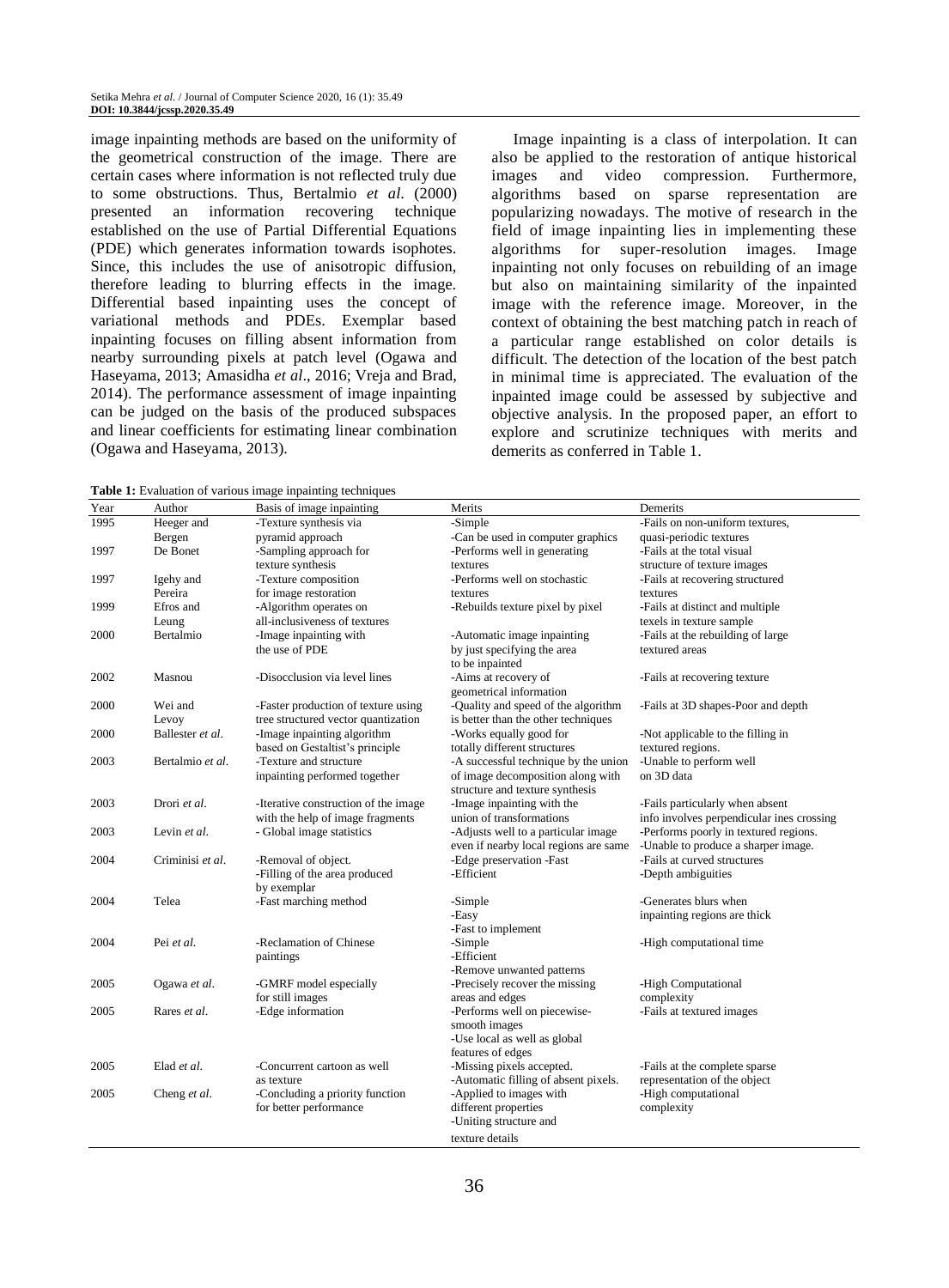image inpainting methods are based on the uniformity of the geometrical construction of the image. There are certain cases where information is not reflected truly due to some obstructions. Thus, Bertalmio *et al.* (2000) presented an information recovering technique established on the use of Partial Differential Equations (PDE) which generates information towards isophotes. Since, this includes the use of anisotropic diffusion, therefore leading to blurring effects in the image. Differential based inpainting uses the concept of variational methods and PDEs. Exemplar based inpainting focuses on filling absent information from nearby surrounding pixels at patch level (Ogawa and Haseyama, 2013; Amasidha *et al*., 2016; Vreja and Brad, 2014). The performance assessment of image inpainting can be judged on the basis of the produced subspaces and linear coefficients for estimating linear combination (Ogawa and Haseyama, 2013).

Image inpainting is a class of interpolation. It can also be applied to the restoration of antique historical images and video compression. Furthermore, algorithms based on sparse representation are popularizing nowadays. The motive of research in the field of image inpainting lies in implementing these algorithms for super-resolution images. Image inpainting not only focuses on rebuilding of an image but also on maintaining similarity of the inpainted image with the reference image. Moreover, in the context of obtaining the best matching patch in reach of a particular range established on color details is difficult. The detection of the location of the best patch in minimal time is appreciated. The evaluation of the inpainted image could be assessed by subjective and objective analysis. In the proposed paper, an effort to explore and scrutinize techniques with merits and demerits as conferred in Table 1.

**Table 1:** Evaluation of various image inpainting techniques

| Year | Author | Basis of image inpainting | Merits | Demerits |
|---|---|---|---|---|
| 1995 | Heeger and Bergen | -Texture synthesis via pyramid approach | -Simple<br>-Can be used in computer graphics | -Fails on non-uniform textures, quasi-periodic textures |
| 1997 | De Bonet | -Sampling approach for texture synthesis | -Performs well in generating textures | -Fails at the total visual structure of texture images |
| 1997 | Igehy and Pereira | -Texture composition for image restoration | -Performs well on stochastic textures | -Fails at recovering structured textures |
| 1999 | Efros and Leung | -Algorithm operates on all-inclusiveness of textures | -Rebuilds texture pixel by pixel | -Fails at distinct and multiple texels in texture sample |
| 2000 | Bertalmio | -Image inpainting with the use of PDE | -Automatic image inpainting by just specifying the area to be inpainted | -Fails at the rebuilding of large textured areas |
| 2002 | Masnou | -Disocclusion via level lines | -Aims at recovery of geometrical information | -Fails at recovering texture |
| 2000 | Wei and Levoy | -Faster production of texture using tree structured vector quantization | -Quality and speed of the algorithm is better than the other techniques | -Fails at 3D shapes-Poor and depth |
| 2000 | Ballester *et al.* | -Image inpainting algorithm based on Gestaltist's principle | -Works equally good for totally different structures | -Not applicable to the filling in textured regions. |
| 2003 | Bertalmio *et al.* | -Texture and structure inpainting performed together | -A successful technique by the union of image decomposition along with structure and texture synthesis | -Unable to perform well on 3D data |
| 2003 | Drori *et al.* | -Iterative construction of the image with the help of image fragments | -Image inpainting with the union of transformations | -Fails particularly when absent info involves perpendicular ines crossing |
| 2003 | Levin *et al.* | - Global image statistics | -Adjusts well to a particular image even if nearby local regions are same | -Performs poorly in textured regions.<br>-Unable to produce a sharper image. |
| 2004 | Criminisi *et al.* | -Removal of object.<br>-Filling of the area produced by exemplar | -Edge preservation -Fast<br>-Efficient | -Fails at curved structures<br>-Depth ambiguities |
| 2004 | Telea | -Fast marching method | -Simple<br>-Easy<br>-Fast to implement | -Generates blurs when inpainting regions are thick |
| 2004 | Pei *et al.* | -Reclamation of Chinese paintings | -Simple<br>-Efficient<br>-Remove unwanted patterns | -High computational time |
| 2005 | Ogawa *et al.* | -GMRF model especially for still images | -Precisely recover the missing areas and edges | -High Computational complexity |
| 2005 | Rares *et al.* | -Edge information | -Performs well on piecewise-smooth images<br>-Use local as well as global features of edges | -Fails at textured images |
| 2005 | Elad *et al.* | -Concurrent cartoon as well as texture | -Missing pixels accepted.<br>-Automatic filling of absent pixels. | -Fails at the complete sparse representation of the object |
| 2005 | Cheng *et al.* | -Concluding a priority function for better performance | -Applied to images with different properties<br>-Uniting structure and texture details | -High computational complexity |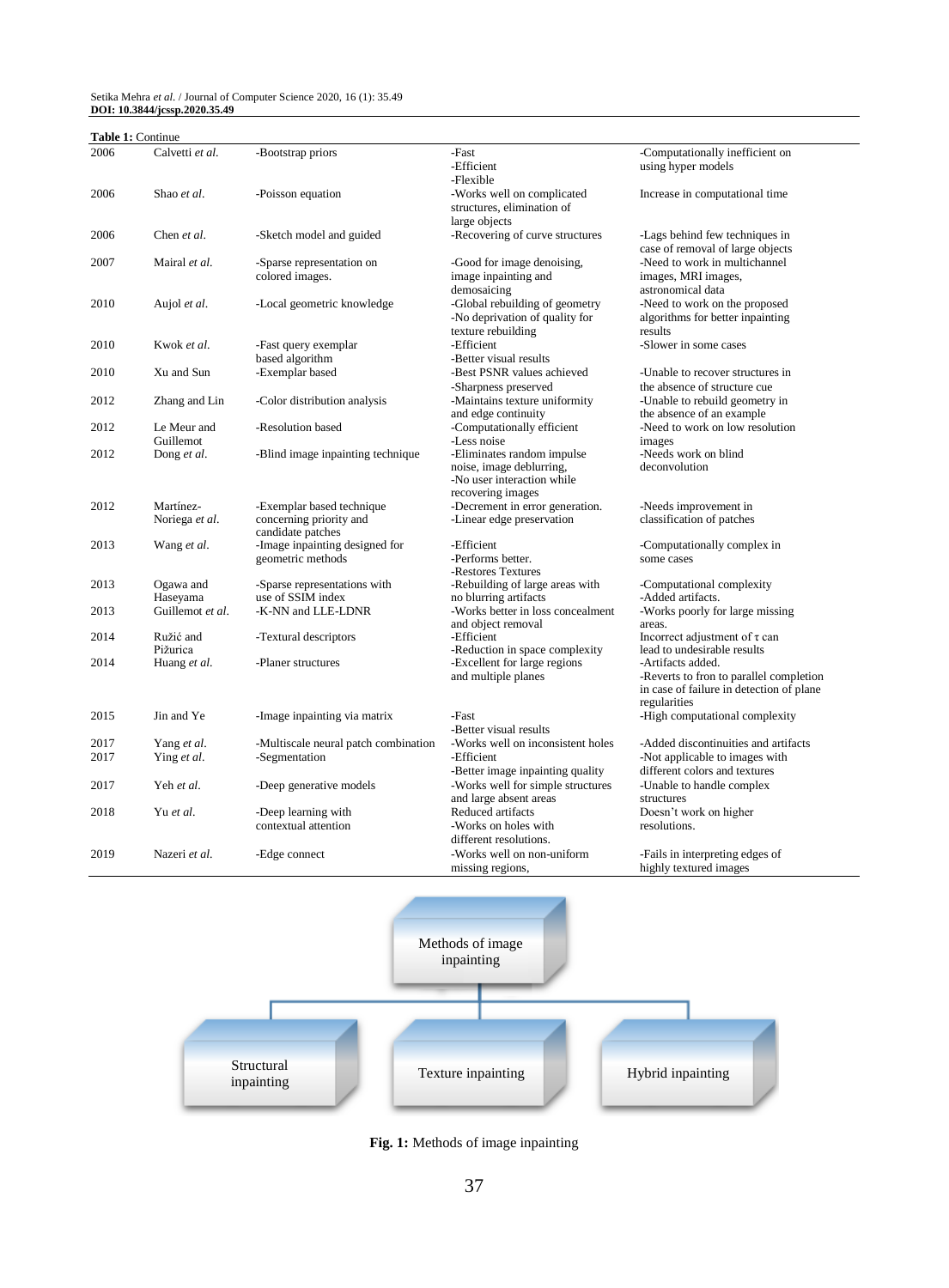**Table 1:** Continue

| | | | | |
|---|---|---|---|---|
| 2006 | Calvetti *et al.* | -Bootstrap priors | -Fast<br>-Efficient<br>-Flexible | -Computationally inefficient on using hyper models |
| 2006 | Shao *et al.* | -Poisson equation | -Works well on complicated structures, elimination of large objects | Increase in computational time |
| 2006 | Chen *et al.* | -Sketch model and guided | -Recovering of curve structures | -Lags behind few techniques in case of removal of large objects |
| 2007 | Mairal *et al.* | -Sparse representation on colored images. | -Good for image denoising, image inpainting and demosaicing | -Need to work in multichannel images, MRI images, astronomical data |
| 2010 | Aujol *et al.* | -Local geometric knowledge | -Global rebuilding of geometry<br>-No deprivation of quality for texture rebuilding | -Need to work on the proposed algorithms for better inpainting results |
| 2010 | Kwok *et al.* | -Fast query exemplar based algorithm | -Efficient<br>-Better visual results | -Slower in some cases |
| 2010 | Xu and Sun | -Exemplar based | -Best PSNR values achieved<br>-Sharpness preserved | -Unable to recover structures in the absence of structure cue |
| 2012 | Zhang and Lin | -Color distribution analysis | -Maintains texture uniformity and edge continuity | -Unable to rebuild geometry in the absence of an example |
| 2012 | Le Meur and Guillemot | -Resolution based | -Computationally efficient<br>-Less noise | -Need to work on low resolution images |
| 2012 | Dong *et al.* | -Blind image inpainting technique | -Eliminates random impulse noise, image deblurring,<br>-No user interaction while recovering images | -Needs work on blind deconvolution |
| 2012 | Martínez-Noriega *et al.* | -Exemplar based technique concerning priority and candidate patches | -Decrement in error generation.<br>-Linear edge preservation | -Needs improvement in classification of patches |
| 2013 | Wang *et al.* | -Image inpainting designed for geometric methods | -Efficient<br>-Performs better.<br>-Restores Textures | -Computationally complex in some cases |
| 2013 | Ogawa and Haseyama | -Sparse representations with use of SSIM index | -Rebuilding of large areas with no blurring artifacts | -Computational complexity<br>-Added artifacts. |
| 2013 | Guillemot *et al.* | -K-NN and LLE-LDNR | -Works better in loss concealment and object removal | -Works poorly for large missing areas. |
| 2014 | Ružić and Pižurica | -Textural descriptors | -Efficient<br>-Reduction in space complexity | Incorrect adjustment of τ can lead to undesirable results |
| 2014 | Huang *et al.* | -Planer structures | -Excellent for large regions and multiple planes | -Artifacts added.<br>-Reverts to fron to parallel completion in case of failure in detection of plane regularities |
| 2015 | Jin and Ye | -Image inpainting via matrix | -Fast<br>-Better visual results | -High computational complexity |
| 2017 | Yang *et al.* | -Multiscale neural patch combination | -Works well on inconsistent holes | -Added discontinuities and artifacts |
| 2017 | Ying *et al.* | -Segmentation | -Efficient<br>-Better image inpainting quality | -Not applicable to images with different colors and textures |
| 2017 | Yeh *et al.* | -Deep generative models | -Works well for simple structures and large absent areas | -Unable to handle complex structures |
| 2018 | Yu *et al.* | -Deep learning with contextual attention | Reduced artifacts<br>-Works on holes with different resolutions. | Doesn't work on higher resolutions. |
| 2019 | Nazeri *et al.* | -Edge connect | -Works well on non-uniform missing regions, | -Fails in interpreting edges of highly textured images |

Methods of image inpainting

Structural inpainting | Texture inpainting | Hybrid inpainting

**Fig. 1:** Methods of image inpainting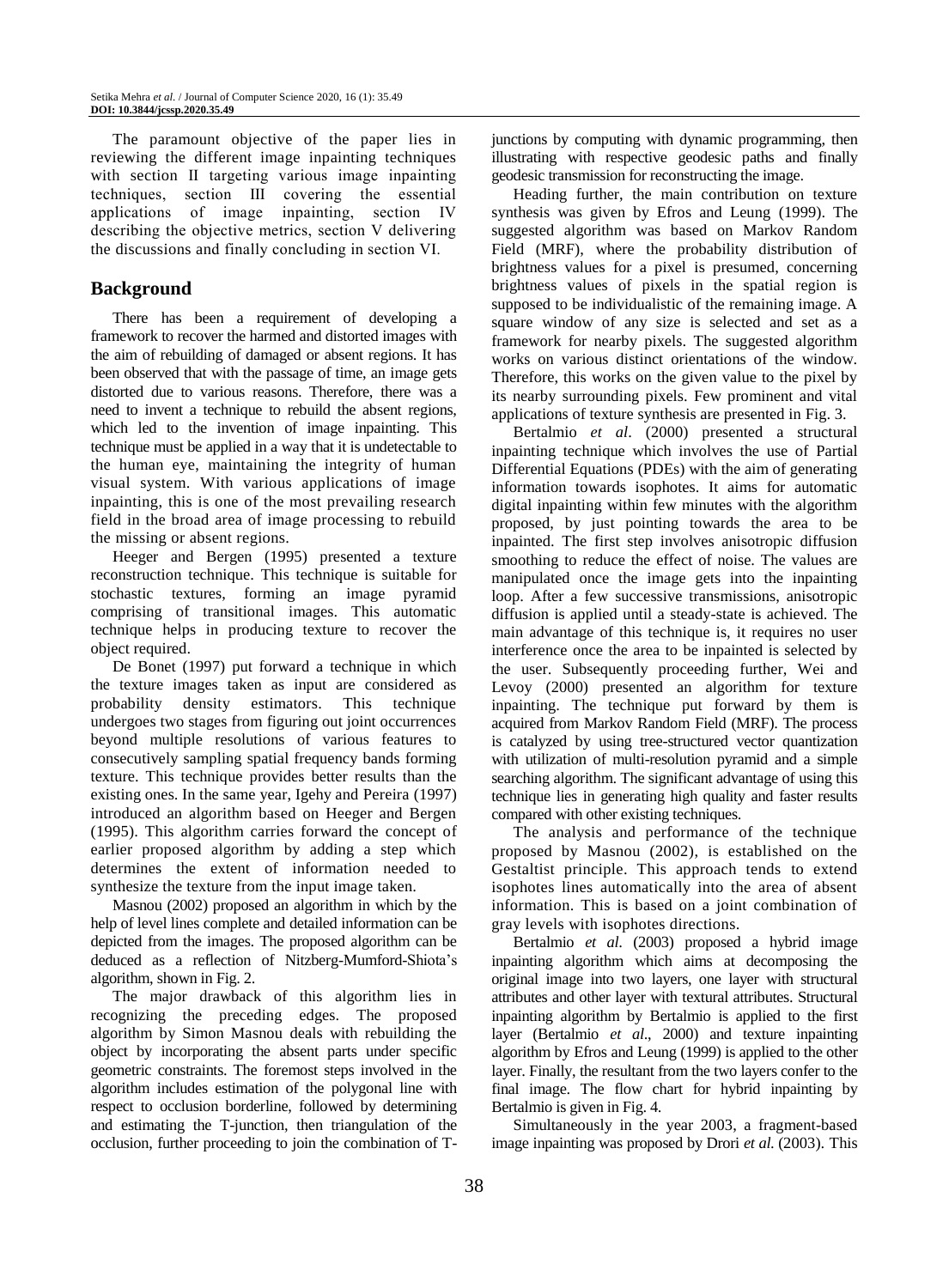The paramount objective of the paper lies in reviewing the different image inpainting techniques with section II targeting various image inpainting techniques, section III covering the essential applications of image inpainting, section IV describing the objective metrics, section V delivering the discussions and finally concluding in section VI.

## Background

There has been a requirement of developing a framework to recover the harmed and distorted images with the aim of rebuilding of damaged or absent regions. It has been observed that with the passage of time, an image gets distorted due to various reasons. Therefore, there was a need to invent a technique to rebuild the absent regions, which led to the invention of image inpainting. This technique must be applied in a way that it is undetectable to the human eye, maintaining the integrity of human visual system. With various applications of image inpainting, this is one of the most prevailing research field in the broad area of image processing to rebuild the missing or absent regions.

Heeger and Bergen (1995) presented a texture reconstruction technique. This technique is suitable for stochastic textures, forming an image pyramid comprising of transitional images. This automatic technique helps in producing texture to recover the object required.

De Bonet (1997) put forward a technique in which the texture images taken as input are considered as probability density estimators. This technique undergoes two stages from figuring out joint occurrences beyond multiple resolutions of various features to consecutively sampling spatial frequency bands forming texture. This technique provides better results than the existing ones. In the same year, Igehy and Pereira (1997) introduced an algorithm based on Heeger and Bergen (1995). This algorithm carries forward the concept of earlier proposed algorithm by adding a step which determines the extent of information needed to synthesize the texture from the input image taken.

Masnou (2002) proposed an algorithm in which by the help of level lines complete and detailed information can be depicted from the images. The proposed algorithm can be deduced as a reflection of Nitzberg-Mumford-Shiota's algorithm, shown in Fig. 2.

The major drawback of this algorithm lies in recognizing the preceding edges. The proposed algorithm by Simon Masnou deals with rebuilding the object by incorporating the absent parts under specific geometric constraints. The foremost steps involved in the algorithm includes estimation of the polygonal line with respect to occlusion borderline, followed by determining and estimating the T-junction, then triangulation of the occlusion, further proceeding to join the combination of T-junctions by computing with dynamic programming, then illustrating with respective geodesic paths and finally geodesic transmission for reconstructing the image.

Heading further, the main contribution on texture synthesis was given by Efros and Leung (1999). The suggested algorithm was based on Markov Random Field (MRF), where the probability distribution of brightness values for a pixel is presumed, concerning brightness values of pixels in the spatial region is supposed to be individualistic of the remaining image. A square window of any size is selected and set as a framework for nearby pixels. The suggested algorithm works on various distinct orientations of the window. Therefore, this works on the given value to the pixel by its nearby surrounding pixels. Few prominent and vital applications of texture synthesis are presented in Fig. 3.

Bertalmio *et al*. (2000) presented a structural inpainting technique which involves the use of Partial Differential Equations (PDEs) with the aim of generating information towards isophotes. It aims for automatic digital inpainting within few minutes with the algorithm proposed, by just pointing towards the area to be inpainted. The first step involves anisotropic diffusion smoothing to reduce the effect of noise. The values are manipulated once the image gets into the inpainting loop. After a few successive transmissions, anisotropic diffusion is applied until a steady-state is achieved. The main advantage of this technique is, it requires no user interference once the area to be inpainted is selected by the user. Subsequently proceeding further, Wei and Levoy (2000) presented an algorithm for texture inpainting. The technique put forward by them is acquired from Markov Random Field (MRF). The process is catalyzed by using tree-structured vector quantization with utilization of multi-resolution pyramid and a simple searching algorithm. The significant advantage of using this technique lies in generating high quality and faster results compared with other existing techniques.

The analysis and performance of the technique proposed by Masnou (2002), is established on the Gestaltist principle. This approach tends to extend isophotes lines automatically into the area of absent information. This is based on a joint combination of gray levels with isophotes directions.

Bertalmio *et al.* (2003) proposed a hybrid image inpainting algorithm which aims at decomposing the original image into two layers, one layer with structural attributes and other layer with textural attributes. Structural inpainting algorithm by Bertalmio is applied to the first layer (Bertalmio *et al*., 2000) and texture inpainting algorithm by Efros and Leung (1999) is applied to the other layer. Finally, the resultant from the two layers confer to the final image. The flow chart for hybrid inpainting by Bertalmio is given in Fig. 4.

Simultaneously in the year 2003, a fragment-based image inpainting was proposed by Drori *et al.* (2003). This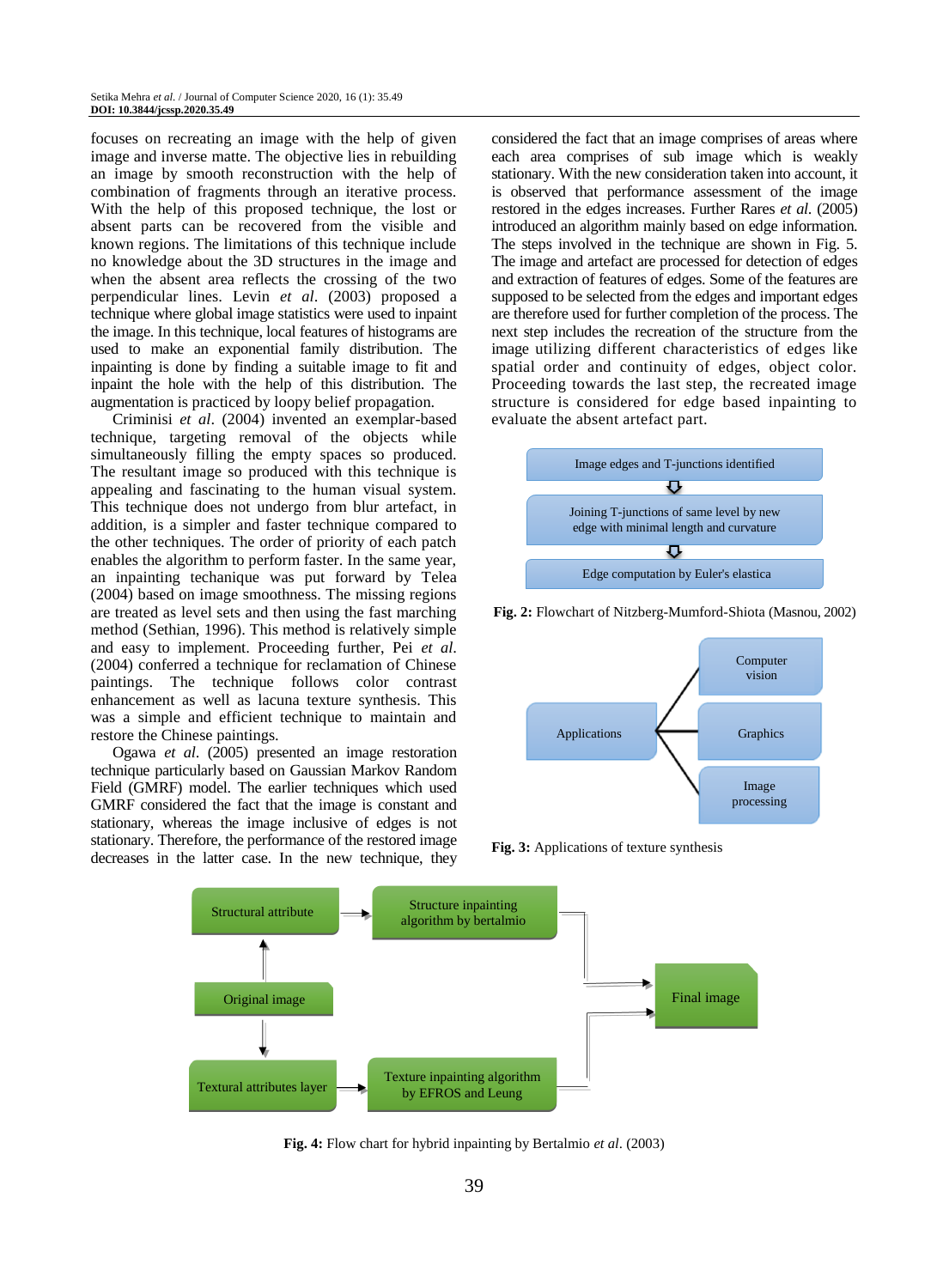focuses on recreating an image with the help of given image and inverse matte. The objective lies in rebuilding an image by smooth reconstruction with the help of combination of fragments through an iterative process. With the help of this proposed technique, the lost or absent parts can be recovered from the visible and known regions. The limitations of this technique include no knowledge about the 3D structures in the image and when the absent area reflects the crossing of the two perpendicular lines. Levin *et al*. (2003) proposed a technique where global image statistics were used to inpaint the image. In this technique, local features of histograms are used to make an exponential family distribution. The inpainting is done by finding a suitable image to fit and inpaint the hole with the help of this distribution. The augmentation is practiced by loopy belief propagation.

Criminisi *et al*. (2004) invented an exemplar-based technique, targeting removal of the objects while simultaneously filling the empty spaces so produced. The resultant image so produced with this technique is appealing and fascinating to the human visual system. This technique does not undergo from blur artefact, in addition, is a simpler and faster technique compared to the other techniques. The order of priority of each patch enables the algorithm to perform faster. In the same year, an inpainting techanique was put forward by Telea (2004) based on image smoothness. The missing regions are treated as level sets and then using the fast marching method (Sethian, 1996). This method is relatively simple and easy to implement. Proceeding further, Pei *et al*. (2004) conferred a technique for reclamation of Chinese paintings. The technique follows color contrast enhancement as well as lacuna texture synthesis. This was a simple and efficient technique to maintain and restore the Chinese paintings.

Ogawa *et al*. (2005) presented an image restoration technique particularly based on Gaussian Markov Random Field (GMRF) model. The earlier techniques which used GMRF considered the fact that the image is constant and stationary, whereas the image inclusive of edges is not stationary. Therefore, the performance of the restored image decreases in the latter case. In the new technique, they considered the fact that an image comprises of areas where each area comprises of sub image which is weakly stationary. With the new consideration taken into account, it is observed that performance assessment of the image restored in the edges increases. Further Rares *et al.* (2005) introduced an algorithm mainly based on edge information. The steps involved in the technique are shown in Fig. 5. The image and artefact are processed for detection of edges and extraction of features of edges. Some of the features are supposed to be selected from the edges and important edges are therefore used for further completion of the process. The next step includes the recreation of the structure from the image utilizing different characteristics of edges like spatial order and continuity of edges, object color. Proceeding towards the last step, the recreated image structure is considered for edge based inpainting to evaluate the absent artefact part.

Image edges and T-junctions identified → Joining T-junctions of same level by new edge with minimal length and curvature → Edge computation by Euler's elastica

**Fig. 2:** Flowchart of Nitzberg-Mumford-Shiota (Masnou, 2002)

Applications → Computer vision; Graphics; Image processing

**Fig. 3:** Applications of texture synthesis

Original image → Structural attribute → Structure inpainting algorithm by bertalmio → Final image

Original image → Textural attributes layer → Texture inpainting algorithm by EFROS and Leung → Final image

**Fig. 4:** Flow chart for hybrid inpainting by Bertalmio *et al*. (2003)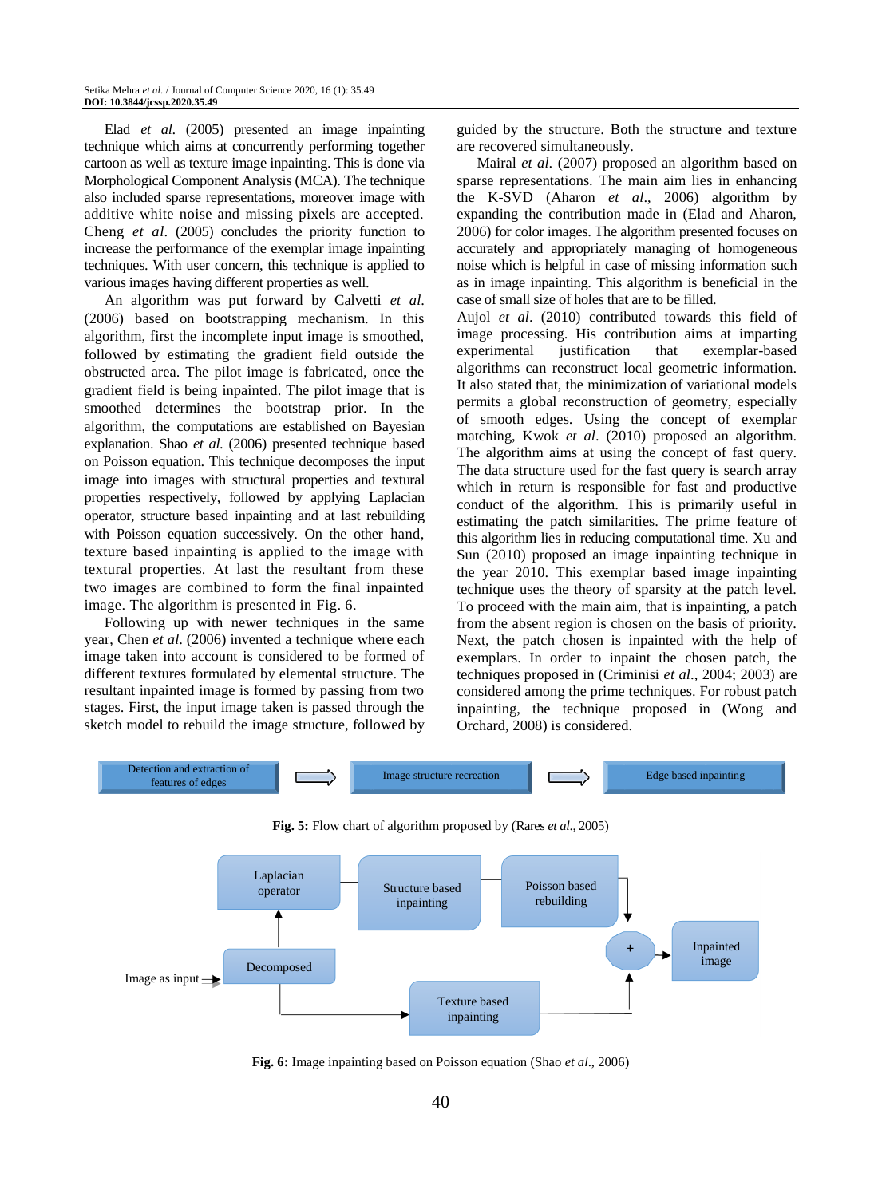Elad *et al*. (2005) presented an image inpainting technique which aims at concurrently performing together cartoon as well as texture image inpainting. This is done via Morphological Component Analysis (MCA). The technique also included sparse representations, moreover image with additive white noise and missing pixels are accepted. Cheng *et al*. (2005) concludes the priority function to increase the performance of the exemplar image inpainting techniques. With user concern, this technique is applied to various images having different properties as well.

An algorithm was put forward by Calvetti *et al*. (2006) based on bootstrapping mechanism. In this algorithm, first the incomplete input image is smoothed, followed by estimating the gradient field outside the obstructed area. The pilot image is fabricated, once the gradient field is being inpainted. The pilot image that is smoothed determines the bootstrap prior. In the algorithm, the computations are established on Bayesian explanation. Shao *et al*. (2006) presented technique based on Poisson equation. This technique decomposes the input image into images with structural properties and textural properties respectively, followed by applying Laplacian operator, structure based inpainting and at last rebuilding with Poisson equation successively. On the other hand, texture based inpainting is applied to the image with textural properties. At last the resultant from these two images are combined to form the final inpainted image. The algorithm is presented in Fig. 6.

Following up with newer techniques in the same year, Chen *et al*. (2006) invented a technique where each image taken into account is considered to be formed of different textures formulated by elemental structure. The resultant inpainted image is formed by passing from two stages. First, the input image taken is passed through the sketch model to rebuild the image structure, followed by guided by the structure. Both the structure and texture are recovered simultaneously.

Mairal *et al*. (2007) proposed an algorithm based on sparse representations. The main aim lies in enhancing the K-SVD (Aharon *et al*., 2006) algorithm by expanding the contribution made in (Elad and Aharon, 2006) for color images. The algorithm presented focuses on accurately and appropriately managing of homogeneous noise which is helpful in case of missing information such as in image inpainting. This algorithm is beneficial in the case of small size of holes that are to be filled.

Aujol *et al*. (2010) contributed towards this field of image processing. His contribution aims at imparting experimental justification that exemplar-based algorithms can reconstruct local geometric information. It also stated that, the minimization of variational models permits a global reconstruction of geometry, especially of smooth edges. Using the concept of exemplar matching, Kwok *et al*. (2010) proposed an algorithm. The algorithm aims at using the concept of fast query. The data structure used for the fast query is search array which in return is responsible for fast and productive conduct of the algorithm. This is primarily useful in estimating the patch similarities. The prime feature of this algorithm lies in reducing computational time. Xu and Sun (2010) proposed an image inpainting technique in the year 2010. This exemplar based image inpainting technique uses the theory of sparsity at the patch level. To proceed with the main aim, that is inpainting, a patch from the absent region is chosen on the basis of priority. Next, the patch chosen is inpainted with the help of exemplars. In order to inpaint the chosen patch, the techniques proposed in (Criminisi *et al*., 2004; 2003) are considered among the prime techniques. For robust patch inpainting, the technique proposed in (Wong and Orchard, 2008) is considered.

Detection and extraction of features of edges → Image structure recreation → Edge based inpainting

**Fig. 5:** Flow chart of algorithm proposed by (Rares *et al*., 2005)

Image as input → Decomposed → Laplacian operator → Structure based inpainting → Poisson based rebuilding → + → Inpainted image; Decomposed → Texture based inpainting → +

**Fig. 6:** Image inpainting based on Poisson equation (Shao *et al*., 2006)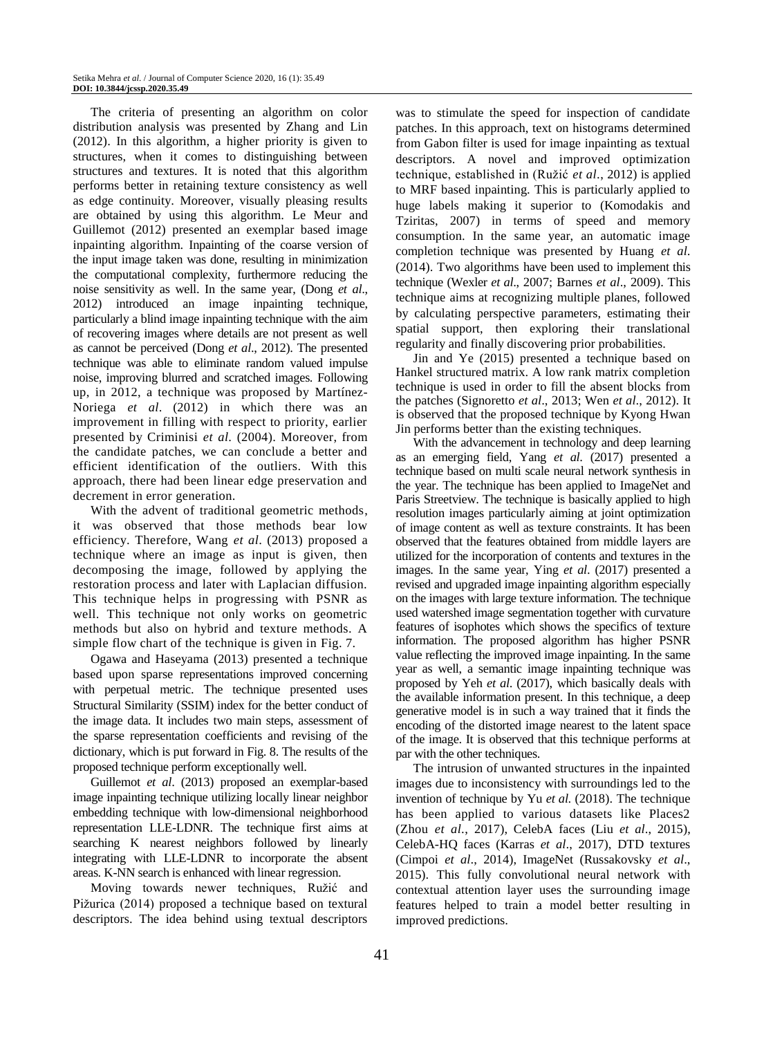The criteria of presenting an algorithm on color distribution analysis was presented by Zhang and Lin (2012). In this algorithm, a higher priority is given to structures, when it comes to distinguishing between structures and textures. It is noted that this algorithm performs better in retaining texture consistency as well as edge continuity. Moreover, visually pleasing results are obtained by using this algorithm. Le Meur and Guillemot (2012) presented an exemplar based image inpainting algorithm. Inpainting of the coarse version of the input image taken was done, resulting in minimization the computational complexity, furthermore reducing the noise sensitivity as well. In the same year, (Dong *et al*., 2012) introduced an image inpainting technique, particularly a blind image inpainting technique with the aim of recovering images where details are not present as well as cannot be perceived (Dong *et al*., 2012). The presented technique was able to eliminate random valued impulse noise, improving blurred and scratched images. Following up, in 2012, a technique was proposed by Martínez-Noriega *et al*. (2012) in which there was an improvement in filling with respect to priority, earlier presented by Criminisi *et al*. (2004). Moreover, from the candidate patches, we can conclude a better and efficient identification of the outliers. With this approach, there had been linear edge preservation and decrement in error generation.

With the advent of traditional geometric methods, it was observed that those methods bear low efficiency. Therefore, Wang *et al*. (2013) proposed a technique where an image as input is given, then decomposing the image, followed by applying the restoration process and later with Laplacian diffusion. This technique helps in progressing with PSNR as well. This technique not only works on geometric methods but also on hybrid and texture methods. A simple flow chart of the technique is given in Fig. 7.

Ogawa and Haseyama (2013) presented a technique based upon sparse representations improved concerning with perpetual metric. The technique presented uses Structural Similarity (SSIM) index for the better conduct of the image data. It includes two main steps, assessment of the sparse representation coefficients and revising of the dictionary, which is put forward in Fig. 8. The results of the proposed technique perform exceptionally well.

Guillemot *et al*. (2013) proposed an exemplar-based image inpainting technique utilizing locally linear neighbor embedding technique with low-dimensional neighborhood representation LLE-LDNR. The technique first aims at searching K nearest neighbors followed by linearly integrating with LLE-LDNR to incorporate the absent areas. K-NN search is enhanced with linear regression.

Moving towards newer techniques, Ružić and Pižurica (2014) proposed a technique based on textural descriptors. The idea behind using textual descriptors was to stimulate the speed for inspection of candidate patches. In this approach, text on histograms determined from Gabon filter is used for image inpainting as textual descriptors. A novel and improved optimization technique, established in (Ružić *et al*., 2012) is applied to MRF based inpainting. This is particularly applied to huge labels making it superior to (Komodakis and Tziritas, 2007) in terms of speed and memory consumption. In the same year, an automatic image completion technique was presented by Huang *et al*. (2014). Two algorithms have been used to implement this technique (Wexler *et al*., 2007; Barnes *et al*., 2009). This technique aims at recognizing multiple planes, followed by calculating perspective parameters, estimating their spatial support, then exploring their translational regularity and finally discovering prior probabilities.

Jin and Ye (2015) presented a technique based on Hankel structured matrix. A low rank matrix completion technique is used in order to fill the absent blocks from the patches (Signoretto *et al*., 2013; Wen *et al*., 2012). It is observed that the proposed technique by Kyong Hwan Jin performs better than the existing techniques.

With the advancement in technology and deep learning as an emerging field, Yang *et al*. (2017) presented a technique based on multi scale neural network synthesis in the year. The technique has been applied to ImageNet and Paris Streetview. The technique is basically applied to high resolution images particularly aiming at joint optimization of image content as well as texture constraints. It has been observed that the features obtained from middle layers are utilized for the incorporation of contents and textures in the images. In the same year, Ying *et al*. (2017) presented a revised and upgraded image inpainting algorithm especially on the images with large texture information. The technique used watershed image segmentation together with curvature features of isophotes which shows the specifics of texture information. The proposed algorithm has higher PSNR value reflecting the improved image inpainting. In the same year as well, a semantic image inpainting technique was proposed by Yeh *et al*. (2017), which basically deals with the available information present. In this technique, a deep generative model is in such a way trained that it finds the encoding of the distorted image nearest to the latent space of the image. It is observed that this technique performs at par with the other techniques.

The intrusion of unwanted structures in the inpainted images due to inconsistency with surroundings led to the invention of technique by Yu *et al*. (2018). The technique has been applied to various datasets like Places2 (Zhou *et al*., 2017), CelebA faces (Liu *et al*., 2015), CelebA-HQ faces (Karras *et al*., 2017), DTD textures (Cimpoi *et al*., 2014), ImageNet (Russakovsky *et al*., 2015). This fully convolutional neural network with contextual attention layer uses the surrounding image features helped to train a model better resulting in improved predictions.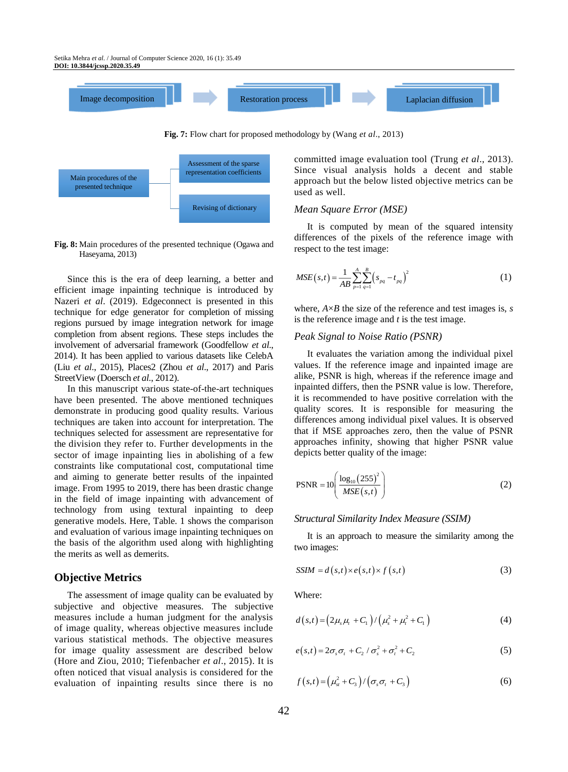Image decomposition → Restoration process → Laplacian diffusion

**Fig. 7:** Flow chart for proposed methodology by (Wang *et al*., 2013)

Main procedures of the presented technique — Assessment of the sparse representation coefficients; Revising of dictionary

**Fig. 8:** Main procedures of the presented technique (Ogawa and Haseyama, 2013)

Since this is the era of deep learning, a better and efficient image inpainting technique is introduced by Nazeri *et al*. (2019). Edgeconnect is presented in this technique for edge generator for completion of missing regions pursued by image integration network for image completion from absent regions. These steps includes the involvement of adversarial framework (Goodfellow *et al*., 2014). It has been applied to various datasets like CelebA (Liu *et al*., 2015), Places2 (Zhou *et al*., 2017) and Paris StreetView (Doersch *et al*., 2012).

In this manuscript various state-of-the-art techniques have been presented. The above mentioned techniques demonstrate in producing good quality results. Various techniques are taken into account for interpretation. The techniques selected for assessment are representative for the division they refer to. Further developments in the sector of image inpainting lies in abolishing of a few constraints like computational cost, computational time and aiming to generate better results of the inpainted image. From 1995 to 2019, there has been drastic change in the field of image inpainting with advancement of technology from using textural inpainting to deep generative models. Here, Table. 1 shows the comparison and evaluation of various image inpainting techniques on the basis of the algorithm used along with highlighting the merits as well as demerits.

## Objective Metrics

The assessment of image quality can be evaluated by subjective and objective measures. The subjective measures include a human judgment for the analysis of image quality, whereas objective measures include various statistical methods. The objective measures for image quality assessment are described below (Hore and Ziou, 2010; Tiefenbacher *et al*., 2015). It is often noticed that visual analysis is considered for the evaluation of inpainting results since there is no committed image evaluation tool (Trung *et al*., 2013). Since visual analysis holds a decent and stable approach but the below listed objective metrics can be used as well.

### *Mean Square Error (MSE)*

It is computed by mean of the squared intensity differences of the pixels of the reference image with respect to the test image:

$$MSE(s,t) = \frac{1}{AB}\sum_{p=1}^{A}\sum_{q=1}^{B}\left(s_{pq} - t_{pq}\right)^2 \tag{1}$$

where, $A \times B$ the size of the reference and test images is, $s$ is the reference image and $t$ is the test image.

### *Peak Signal to Noise Ratio (PSNR)*

It evaluates the variation among the individual pixel values. If the reference image and inpainted image are alike, PSNR is high, whereas if the reference image and inpainted differs, then the PSNR value is low. Therefore, it is recommended to have positive correlation with the quality scores. It is responsible for measuring the differences among individual pixel values. It is observed that if MSE approaches zero, then the value of PSNR approaches infinity, showing that higher PSNR value depicts better quality of the image:

$$\text{PSNR} = 10\left(\frac{\log_{10}(255)^2}{MSE(s,t)}\right) \tag{2}$$

### *Structural Similarity Index Measure (SSIM)*

It is an approach to measure the similarity among the two images:

$$SSIM = d(s,t) \times e(s,t) \times f(s,t) \tag{3}$$

Where:

$$d(s,t) = \left(2\mu_s\mu_t + C_1\right) / \left(\mu_s^2 + \mu_t^2 + C_1\right) \tag{4}$$

$$e(s,t) = 2\sigma_s\sigma_t + C_2 / \sigma_s^2 + \sigma_t^2 + C_2 \tag{5}$$

$$f(s,t) = \left(\mu_{st}^2 + C_3\right) / \left(\sigma_s\sigma_t + C_3\right) \tag{6}$$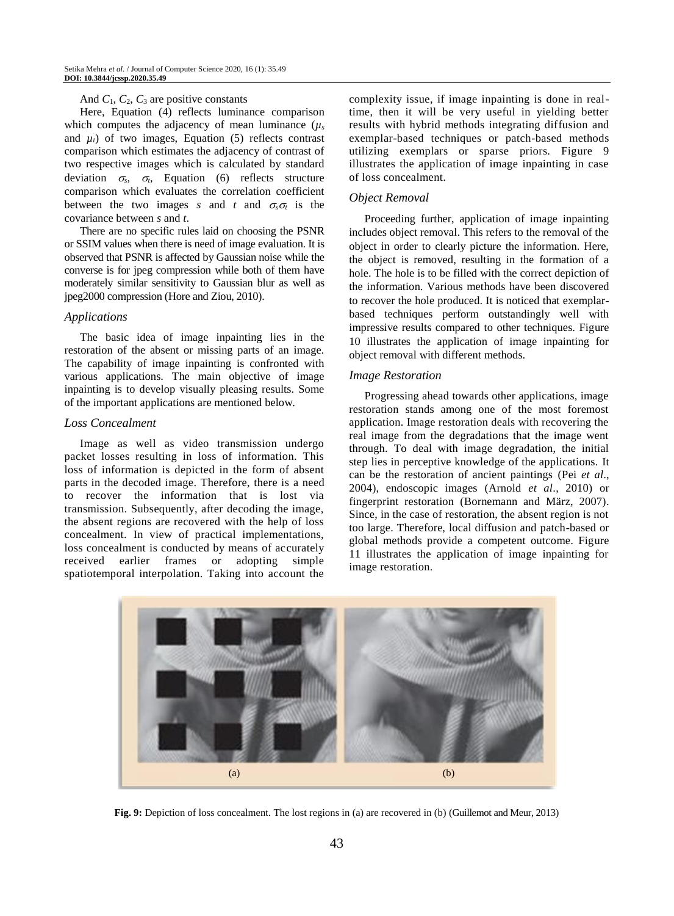And $C_1$, $C_2$, $C_3$ are positive constants

Here, Equation (4) reflects luminance comparison which computes the adjacency of mean luminance ($\mu_s$ and $\mu_t$) of two images, Equation (5) reflects contrast comparison which estimates the adjacency of contrast of two respective images which is calculated by standard deviation $\sigma_s$, $\sigma_t$, Equation (6) reflects structure comparison which evaluates the correlation coefficient between the two images *s* and *t* and $\sigma_s\sigma_t$ is the covariance between *s* and *t*.

There are no specific rules laid on choosing the PSNR or SSIM values when there is need of image evaluation. It is observed that PSNR is affected by Gaussian noise while the converse is for jpeg compression while both of them have moderately similar sensitivity to Gaussian blur as well as jpeg2000 compression (Hore and Ziou, 2010).

### *Applications*

The basic idea of image inpainting lies in the restoration of the absent or missing parts of an image. The capability of image inpainting is confronted with various applications. The main objective of image inpainting is to develop visually pleasing results. Some of the important applications are mentioned below.

### *Loss Concealment*

Image as well as video transmission undergo packet losses resulting in loss of information. This loss of information is depicted in the form of absent parts in the decoded image. Therefore, there is a need to recover the information that is lost via transmission. Subsequently, after decoding the image, the absent regions are recovered with the help of loss concealment. In view of practical implementations, loss concealment is conducted by means of accurately received earlier frames or adopting simple spatiotemporal interpolation. Taking into account the complexity issue, if image inpainting is done in real-time, then it will be very useful in yielding better results with hybrid methods integrating diffusion and exemplar-based techniques or patch-based methods utilizing exemplars or sparse priors. Figure 9 illustrates the application of image inpainting in case of loss concealment.

### *Object Removal*

Proceeding further, application of image inpainting includes object removal. This refers to the removal of the object in order to clearly picture the information. Here, the object is removed, resulting in the formation of a hole. The hole is to be filled with the correct depiction of the information. Various methods have been discovered to recover the hole produced. It is noticed that exemplar-based techniques perform outstandingly well with impressive results compared to other techniques. Figure 10 illustrates the application of image inpainting for object removal with different methods.

### *Image Restoration*

Progressing ahead towards other applications, image restoration stands among one of the most foremost application. Image restoration deals with recovering the real image from the degradations that the image went through. To deal with image degradation, the initial step lies in perceptive knowledge of the applications. It can be the restoration of ancient paintings (Pei *et al*., 2004), endoscopic images (Arnold *et al*., 2010) or fingerprint restoration (Bornemann and März, 2007). Since, in the case of restoration, the absent region is not too large. Therefore, local diffusion and patch-based or global methods provide a competent outcome. Figure 11 illustrates the application of image inpainting for image restoration.

(a) (b)

**Fig. 9:** Depiction of loss concealment. The lost regions in (a) are recovered in (b) (Guillemot and Meur, 2013)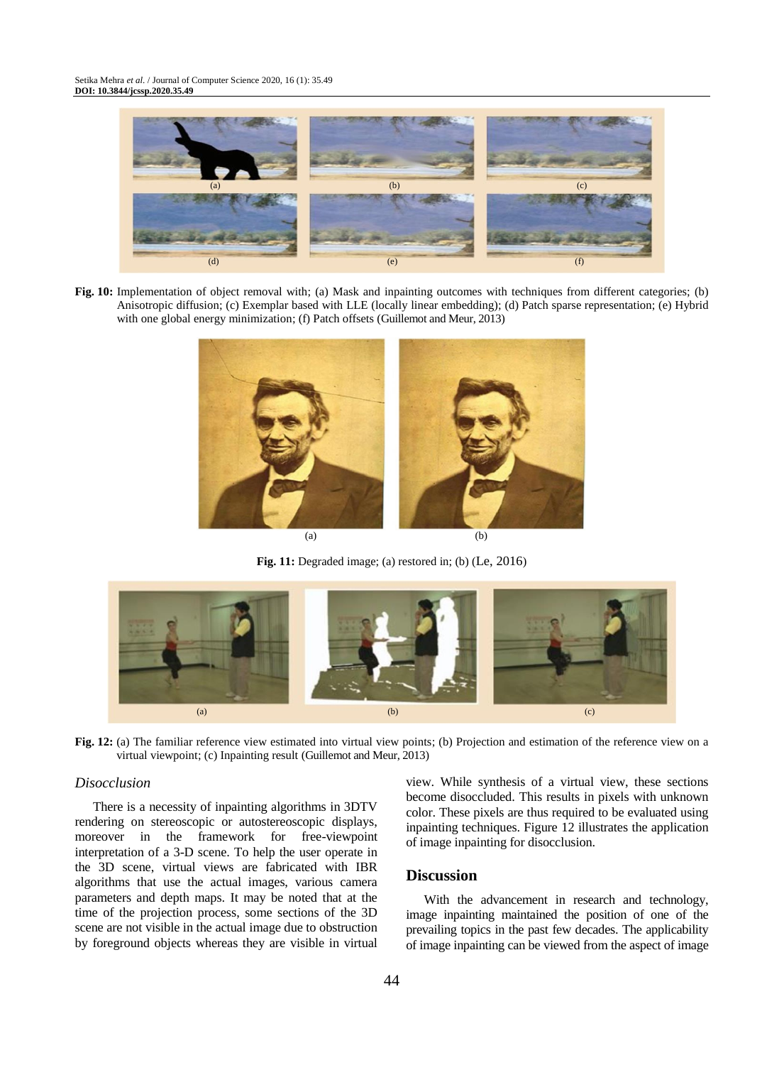**Fig. 10:** Implementation of object removal with; (a) Mask and inpainting outcomes with techniques from different categories; (b) Anisotropic diffusion; (c) Exemplar based with LLE (locally linear embedding); (d) Patch sparse representation; (e) Hybrid with one global energy minimization; (f) Patch offsets (Guillemot and Meur, 2013)

**Fig. 11:** Degraded image; (a) restored in; (b) (Le, 2016)

**Fig. 12:** (a) The familiar reference view estimated into virtual view points; (b) Projection and estimation of the reference view on a virtual viewpoint; (c) Inpainting result (Guillemot and Meur, 2013)

### *Disocclusion*

There is a necessity of inpainting algorithms in 3DTV rendering on stereoscopic or autostereoscopic displays, moreover in the framework for free-viewpoint interpretation of a 3-D scene. To help the user operate in the 3D scene, virtual views are fabricated with IBR algorithms that use the actual images, various camera parameters and depth maps. It may be noted that at the time of the projection process, some sections of the 3D scene are not visible in the actual image due to obstruction by foreground objects whereas they are visible in virtual view. While synthesis of a virtual view, these sections become disoccluded. This results in pixels with unknown color. These pixels are thus required to be evaluated using inpainting techniques. Figure 12 illustrates the application of image inpainting for disocclusion.

## Discussion

With the advancement in research and technology, image inpainting maintained the position of one of the prevailing topics in the past few decades. The applicability of image inpainting can be viewed from the aspect of image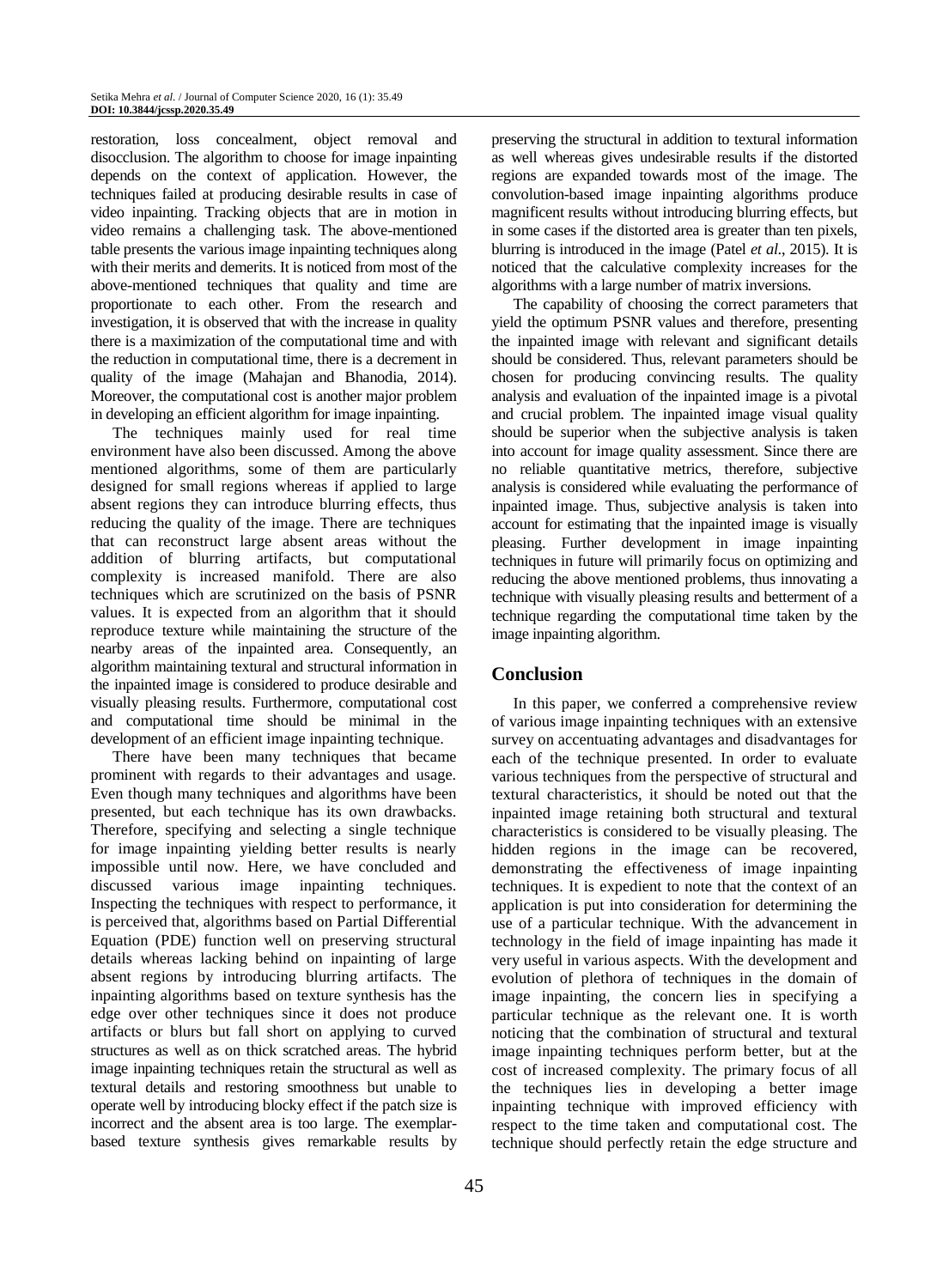restoration, loss concealment, object removal and disocclusion. The algorithm to choose for image inpainting depends on the context of application. However, the techniques failed at producing desirable results in case of video inpainting. Tracking objects that are in motion in video remains a challenging task. The above-mentioned table presents the various image inpainting techniques along with their merits and demerits. It is noticed from most of the above-mentioned techniques that quality and time are proportionate to each other. From the research and investigation, it is observed that with the increase in quality there is a maximization of the computational time and with the reduction in computational time, there is a decrement in quality of the image (Mahajan and Bhanodia, 2014). Moreover, the computational cost is another major problem in developing an efficient algorithm for image inpainting.

The techniques mainly used for real time environment have also been discussed. Among the above mentioned algorithms, some of them are particularly designed for small regions whereas if applied to large absent regions they can introduce blurring effects, thus reducing the quality of the image. There are techniques that can reconstruct large absent areas without the addition of blurring artifacts, but computational complexity is increased manifold. There are also techniques which are scrutinized on the basis of PSNR values. It is expected from an algorithm that it should reproduce texture while maintaining the structure of the nearby areas of the inpainted area. Consequently, an algorithm maintaining textural and structural information in the inpainted image is considered to produce desirable and visually pleasing results. Furthermore, computational cost and computational time should be minimal in the development of an efficient image inpainting technique.

There have been many techniques that became prominent with regards to their advantages and usage. Even though many techniques and algorithms have been presented, but each technique has its own drawbacks. Therefore, specifying and selecting a single technique for image inpainting yielding better results is nearly impossible until now. Here, we have concluded and discussed various image inpainting techniques. Inspecting the techniques with respect to performance, it is perceived that, algorithms based on Partial Differential Equation (PDE) function well on preserving structural details whereas lacking behind on inpainting of large absent regions by introducing blurring artifacts. The inpainting algorithms based on texture synthesis has the edge over other techniques since it does not produce artifacts or blurs but fall short on applying to curved structures as well as on thick scratched areas. The hybrid image inpainting techniques retain the structural as well as textural details and restoring smoothness but unable to operate well by introducing blocky effect if the patch size is incorrect and the absent area is too large. The exemplar-based texture synthesis gives remarkable results by preserving the structural in addition to textural information as well whereas gives undesirable results if the distorted regions are expanded towards most of the image. The convolution-based image inpainting algorithms produce magnificent results without introducing blurring effects, but in some cases if the distorted area is greater than ten pixels, blurring is introduced in the image (Patel *et al*., 2015). It is noticed that the calculative complexity increases for the algorithms with a large number of matrix inversions.

The capability of choosing the correct parameters that yield the optimum PSNR values and therefore, presenting the inpainted image with relevant and significant details should be considered. Thus, relevant parameters should be chosen for producing convincing results. The quality analysis and evaluation of the inpainted image is a pivotal and crucial problem. The inpainted image visual quality should be superior when the subjective analysis is taken into account for image quality assessment. Since there are no reliable quantitative metrics, therefore, subjective analysis is considered while evaluating the performance of inpainted image. Thus, subjective analysis is taken into account for estimating that the inpainted image is visually pleasing. Further development in image inpainting techniques in future will primarily focus on optimizing and reducing the above mentioned problems, thus innovating a technique with visually pleasing results and betterment of a technique regarding the computational time taken by the image inpainting algorithm.

## Conclusion

In this paper, we conferred a comprehensive review of various image inpainting techniques with an extensive survey on accentuating advantages and disadvantages for each of the technique presented. In order to evaluate various techniques from the perspective of structural and textural characteristics, it should be noted out that the inpainted image retaining both structural and textural characteristics is considered to be visually pleasing. The hidden regions in the image can be recovered, demonstrating the effectiveness of image inpainting techniques. It is expedient to note that the context of an application is put into consideration for determining the use of a particular technique. With the advancement in technology in the field of image inpainting has made it very useful in various aspects. With the development and evolution of plethora of techniques in the domain of image inpainting, the concern lies in specifying a particular technique as the relevant one. It is worth noticing that the combination of structural and textural image inpainting techniques perform better, but at the cost of increased complexity. The primary focus of all the techniques lies in developing a better image inpainting technique with improved efficiency with respect to the time taken and computational cost. The technique should perfectly retain the edge structure and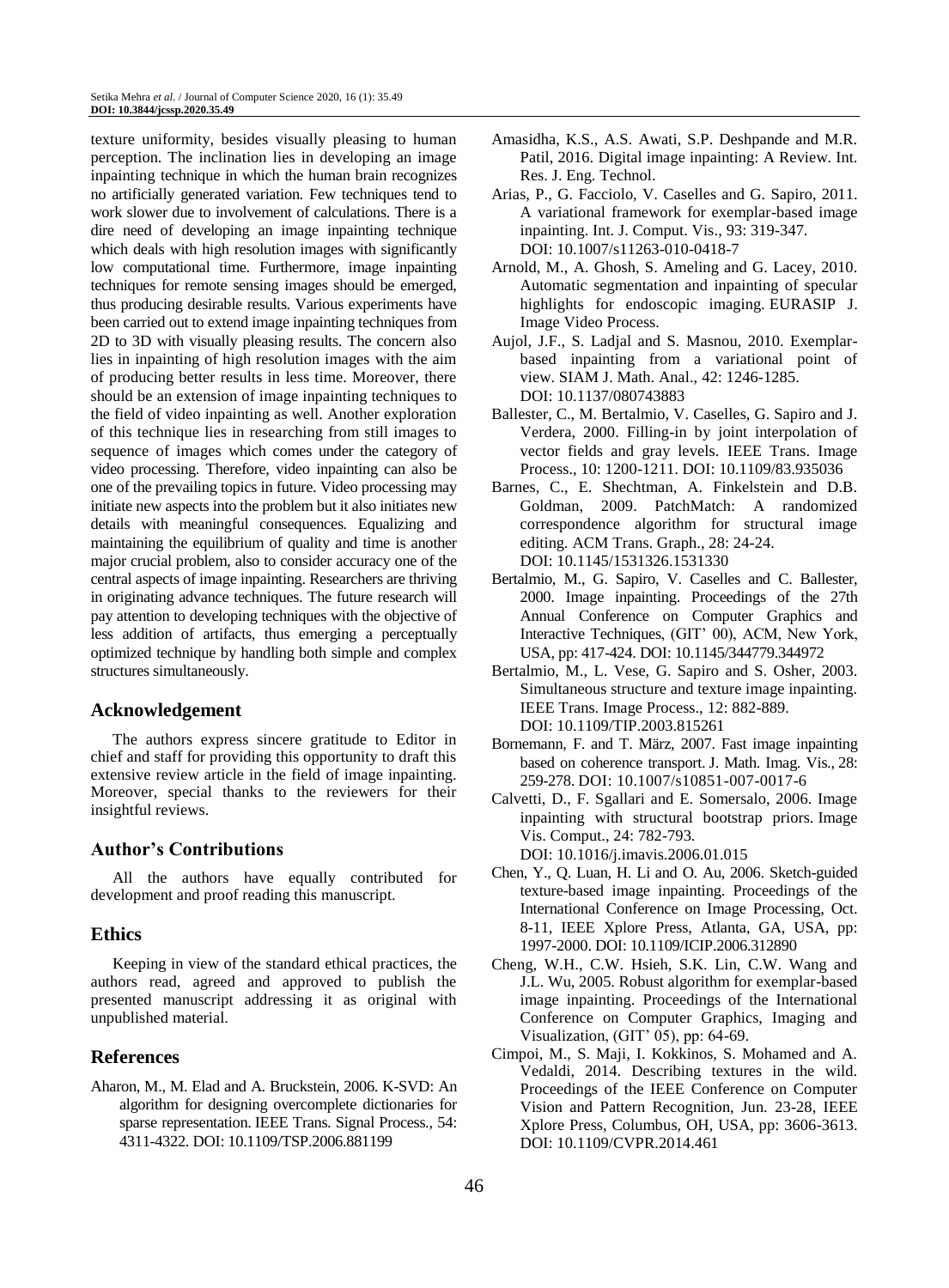texture uniformity, besides visually pleasing to human perception. The inclination lies in developing an image inpainting technique in which the human brain recognizes no artificially generated variation. Few techniques tend to work slower due to involvement of calculations. There is a dire need of developing an image inpainting technique which deals with high resolution images with significantly low computational time. Furthermore, image inpainting techniques for remote sensing images should be emerged, thus producing desirable results. Various experiments have been carried out to extend image inpainting techniques from 2D to 3D with visually pleasing results. The concern also lies in inpainting of high resolution images with the aim of producing better results in less time. Moreover, there should be an extension of image inpainting techniques to the field of video inpainting as well. Another exploration of this technique lies in researching from still images to sequence of images which comes under the category of video processing. Therefore, video inpainting can also be one of the prevailing topics in future. Video processing may initiate new aspects into the problem but it also initiates new details with meaningful consequences. Equalizing and maintaining the equilibrium of quality and time is another major crucial problem, also to consider accuracy one of the central aspects of image inpainting. Researchers are thriving in originating advance techniques. The future research will pay attention to developing techniques with the objective of less addition of artifacts, thus emerging a perceptually optimized technique by handling both simple and complex structures simultaneously.

## Acknowledgement

The authors express sincere gratitude to Editor in chief and staff for providing this opportunity to draft this extensive review article in the field of image inpainting. Moreover, special thanks to the reviewers for their insightful reviews.

## Author's Contributions

All the authors have equally contributed for development and proof reading this manuscript.

## Ethics

Keeping in view of the standard ethical practices, the authors read, agreed and approved to publish the presented manuscript addressing it as original with unpublished material.

## References

Aharon, M., M. Elad and A. Bruckstein, 2006. K-SVD: An algorithm for designing overcomplete dictionaries for sparse representation. IEEE Trans. Signal Process., 54: 4311-4322. DOI: 10.1109/TSP.2006.881199

Amasidha, K.S., A.S. Awati, S.P. Deshpande and M.R. Patil, 2016. Digital image inpainting: A Review. Int. Res. J. Eng. Technol.

Arias, P., G. Facciolo, V. Caselles and G. Sapiro, 2011. A variational framework for exemplar-based image inpainting. Int. J. Comput. Vis., 93: 319-347. DOI: 10.1007/s11263-010-0418-7

Arnold, M., A. Ghosh, S. Ameling and G. Lacey, 2010. Automatic segmentation and inpainting of specular highlights for endoscopic imaging. EURASIP J. Image Video Process.

Aujol, J.F., S. Ladjal and S. Masnou, 2010. Exemplar-based inpainting from a variational point of view. SIAM J. Math. Anal., 42: 1246-1285. DOI: 10.1137/080743883

Ballester, C., M. Bertalmio, V. Caselles, G. Sapiro and J. Verdera, 2000. Filling-in by joint interpolation of vector fields and gray levels. IEEE Trans. Image Process., 10: 1200-1211. DOI: 10.1109/83.935036

Barnes, C., E. Shechtman, A. Finkelstein and D.B. Goldman, 2009. PatchMatch: A randomized correspondence algorithm for structural image editing. ACM Trans. Graph., 28: 24-24. DOI: 10.1145/1531326.1531330

Bertalmio, M., G. Sapiro, V. Caselles and C. Ballester, 2000. Image inpainting. Proceedings of the 27th Annual Conference on Computer Graphics and Interactive Techniques, (GIT' 00), ACM, New York, USA, pp: 417-424. DOI: 10.1145/344779.344972

Bertalmio, M., L. Vese, G. Sapiro and S. Osher, 2003. Simultaneous structure and texture image inpainting. IEEE Trans. Image Process., 12: 882-889. DOI: 10.1109/TIP.2003.815261

Bornemann, F. and T. März, 2007. Fast image inpainting based on coherence transport. J. Math. Imag. Vis., 28: 259-278. DOI: 10.1007/s10851-007-0017-6

Calvetti, D., F. Sgallari and E. Somersalo, 2006. Image inpainting with structural bootstrap priors. Image Vis. Comput., 24: 782-793. DOI: 10.1016/j.imavis.2006.01.015

Chen, Y., Q. Luan, H. Li and O. Au, 2006. Sketch-guided texture-based image inpainting. Proceedings of the International Conference on Image Processing, Oct. 8-11, IEEE Xplore Press, Atlanta, GA, USA, pp: 1997-2000. DOI: 10.1109/ICIP.2006.312890

Cheng, W.H., C.W. Hsieh, S.K. Lin, C.W. Wang and J.L. Wu, 2005. Robust algorithm for exemplar-based image inpainting. Proceedings of the International Conference on Computer Graphics, Imaging and Visualization, (GIT' 05), pp: 64-69.

Cimpoi, M., S. Maji, I. Kokkinos, S. Mohamed and A. Vedaldi, 2014. Describing textures in the wild. Proceedings of the IEEE Conference on Computer Vision and Pattern Recognition, Jun. 23-28, IEEE Xplore Press, Columbus, OH, USA, pp: 3606-3613. DOI: 10.1109/CVPR.2014.461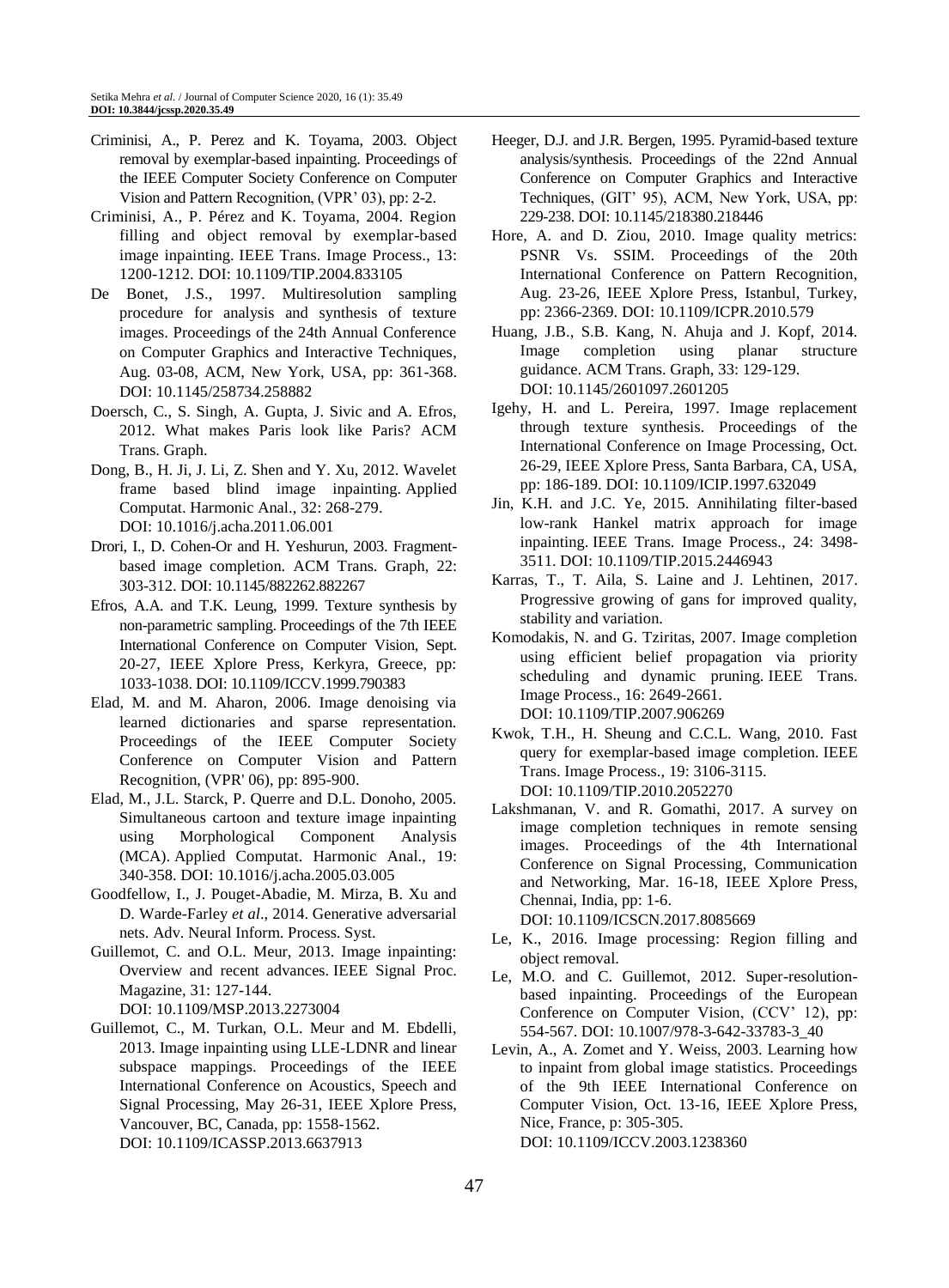Criminisi, A., P. Perez and K. Toyama, 2003. Object removal by exemplar-based inpainting. Proceedings of the IEEE Computer Society Conference on Computer Vision and Pattern Recognition, (VPR' 03), pp: 2-2.

Criminisi, A., P. Pérez and K. Toyama, 2004. Region filling and object removal by exemplar-based image inpainting. IEEE Trans. Image Process., 13: 1200-1212. DOI: 10.1109/TIP.2004.833105

De Bonet, J.S., 1997. Multiresolution sampling procedure for analysis and synthesis of texture images. Proceedings of the 24th Annual Conference on Computer Graphics and Interactive Techniques, Aug. 03-08, ACM, New York, USA, pp: 361-368. DOI: 10.1145/258734.258882

Doersch, C., S. Singh, A. Gupta, J. Sivic and A. Efros, 2012. What makes Paris look like Paris? ACM Trans. Graph.

Dong, B., H. Ji, J. Li, Z. Shen and Y. Xu, 2012. Wavelet frame based blind image inpainting. Applied Computat. Harmonic Anal., 32: 268-279. DOI: 10.1016/j.acha.2011.06.001

Drori, I., D. Cohen-Or and H. Yeshurun, 2003. Fragment-based image completion. ACM Trans. Graph, 22: 303-312. DOI: 10.1145/882262.882267

Efros, A.A. and T.K. Leung, 1999. Texture synthesis by non-parametric sampling. Proceedings of the 7th IEEE International Conference on Computer Vision, Sept. 20-27, IEEE Xplore Press, Kerkyra, Greece, pp: 1033-1038. DOI: 10.1109/ICCV.1999.790383

Elad, M. and M. Aharon, 2006. Image denoising via learned dictionaries and sparse representation. Proceedings of the IEEE Computer Society Conference on Computer Vision and Pattern Recognition, (VPR' 06), pp: 895-900.

Elad, M., J.L. Starck, P. Querre and D.L. Donoho, 2005. Simultaneous cartoon and texture image inpainting using Morphological Component Analysis (MCA). Applied Computat. Harmonic Anal., 19: 340-358. DOI: 10.1016/j.acha.2005.03.005

Goodfellow, I., J. Pouget-Abadie, M. Mirza, B. Xu and D. Warde-Farley *et al*., 2014. Generative adversarial nets. Adv. Neural Inform. Process. Syst.

Guillemot, C. and O.L. Meur, 2013. Image inpainting: Overview and recent advances. IEEE Signal Proc. Magazine, 31: 127-144. DOI: 10.1109/MSP.2013.2273004

Guillemot, C., M. Turkan, O.L. Meur and M. Ebdelli, 2013. Image inpainting using LLE-LDNR and linear subspace mappings. Proceedings of the IEEE International Conference on Acoustics, Speech and Signal Processing, May 26-31, IEEE Xplore Press, Vancouver, BC, Canada, pp: 1558-1562. DOI: 10.1109/ICASSP.2013.6637913

Heeger, D.J. and J.R. Bergen, 1995. Pyramid-based texture analysis/synthesis. Proceedings of the 22nd Annual Conference on Computer Graphics and Interactive Techniques, (GIT' 95), ACM, New York, USA, pp: 229-238. DOI: 10.1145/218380.218446

Hore, A. and D. Ziou, 2010. Image quality metrics: PSNR Vs. SSIM. Proceedings of the 20th International Conference on Pattern Recognition, Aug. 23-26, IEEE Xplore Press, Istanbul, Turkey, pp: 2366-2369. DOI: 10.1109/ICPR.2010.579

Huang, J.B., S.B. Kang, N. Ahuja and J. Kopf, 2014. Image completion using planar structure guidance. ACM Trans. Graph, 33: 129-129. DOI: 10.1145/2601097.2601205

Igehy, H. and L. Pereira, 1997. Image replacement through texture synthesis. Proceedings of the International Conference on Image Processing, Oct. 26-29, IEEE Xplore Press, Santa Barbara, CA, USA, pp: 186-189. DOI: 10.1109/ICIP.1997.632049

Jin, K.H. and J.C. Ye, 2015. Annihilating filter-based low-rank Hankel matrix approach for image inpainting. IEEE Trans. Image Process., 24: 3498-3511. DOI: 10.1109/TIP.2015.2446943

Karras, T., T. Aila, S. Laine and J. Lehtinen, 2017. Progressive growing of gans for improved quality, stability and variation.

Komodakis, N. and G. Tziritas, 2007. Image completion using efficient belief propagation via priority scheduling and dynamic pruning. IEEE Trans. Image Process., 16: 2649-2661. DOI: 10.1109/TIP.2007.906269

Kwok, T.H., H. Sheung and C.C.L. Wang, 2010. Fast query for exemplar-based image completion. IEEE Trans. Image Process., 19: 3106-3115. DOI: 10.1109/TIP.2010.2052270

Lakshmanan, V. and R. Gomathi, 2017. A survey on image completion techniques in remote sensing images. Proceedings of the 4th International Conference on Signal Processing, Communication and Networking, Mar. 16-18, IEEE Xplore Press, Chennai, India, pp: 1-6. DOI: 10.1109/ICSCN.2017.8085669

Le, K., 2016. Image processing: Region filling and object removal.

Le, M.O. and C. Guillemot, 2012. Super-resolution-based inpainting. Proceedings of the European Conference on Computer Vision, (CCV' 12), pp: 554-567. DOI: 10.1007/978-3-642-33783-3_40

Levin, A., A. Zomet and Y. Weiss, 2003. Learning how to inpaint from global image statistics. Proceedings of the 9th IEEE International Conference on Computer Vision, Oct. 13-16, IEEE Xplore Press, Nice, France, p: 305-305. DOI: 10.1109/ICCV.2003.1238360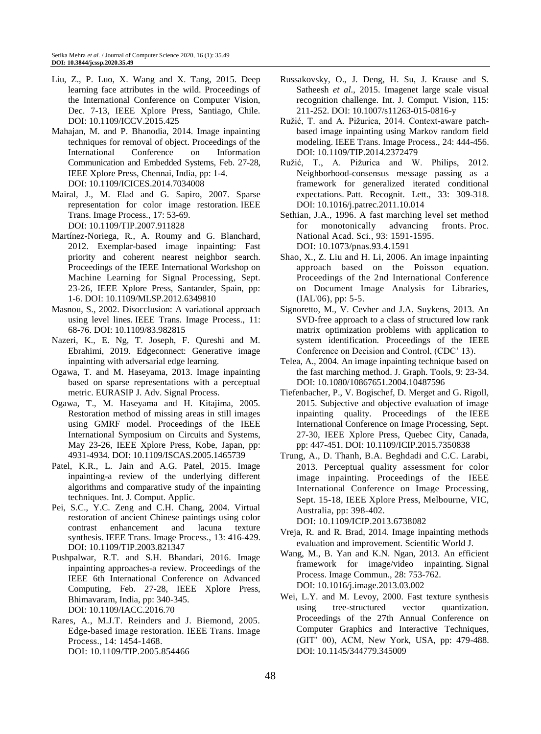Liu, Z., P. Luo, X. Wang and X. Tang, 2015. Deep learning face attributes in the wild. Proceedings of the International Conference on Computer Vision, Dec. 7-13, IEEE Xplore Press, Santiago, Chile. DOI: 10.1109/ICCV.2015.425

Mahajan, M. and P. Bhanodia, 2014. Image inpainting techniques for removal of object. Proceedings of the International Conference on Information Communication and Embedded Systems, Feb. 27-28, IEEE Xplore Press, Chennai, India, pp: 1-4. DOI: 10.1109/ICICES.2014.7034008

Mairal, J., M. Elad and G. Sapiro, 2007. Sparse representation for color image restoration. IEEE Trans. Image Process., 17: 53-69. DOI: 10.1109/TIP.2007.911828

Martínez-Noriega, R., A. Roumy and G. Blanchard, 2012. Exemplar-based image inpainting: Fast priority and coherent nearest neighbor search. Proceedings of the IEEE International Workshop on Machine Learning for Signal Processing, Sept. 23-26, IEEE Xplore Press, Santander, Spain, pp: 1-6. DOI: 10.1109/MLSP.2012.6349810

Masnou, S., 2002. Disocclusion: A variational approach using level lines. IEEE Trans. Image Process., 11: 68-76. DOI: 10.1109/83.982815

Nazeri, K., E. Ng, T. Joseph, F. Qureshi and M. Ebrahimi, 2019. Edgeconnect: Generative image inpainting with adversarial edge learning.

Ogawa, T. and M. Haseyama, 2013. Image inpainting based on sparse representations with a perceptual metric. EURASIP J. Adv. Signal Process.

Ogawa, T., M. Haseyama and H. Kitajima, 2005. Restoration method of missing areas in still images using GMRF model. Proceedings of the IEEE International Symposium on Circuits and Systems, May 23-26, IEEE Xplore Press, Kobe, Japan, pp: 4931-4934. DOI: 10.1109/ISCAS.2005.1465739

Patel, K.R., L. Jain and A.G. Patel, 2015. Image inpainting-a review of the underlying different algorithms and comparative study of the inpainting techniques. Int. J. Comput. Applic.

Pei, S.C., Y.C. Zeng and C.H. Chang, 2004. Virtual restoration of ancient Chinese paintings using color contrast enhancement and lacuna texture synthesis. IEEE Trans. Image Process., 13: 416-429. DOI: 10.1109/TIP.2003.821347

Pushpalwar, R.T. and S.H. Bhandari, 2016. Image inpainting approaches-a review. Proceedings of the IEEE 6th International Conference on Advanced Computing, Feb. 27-28, IEEE Xplore Press, Bhimavaram, India, pp: 340-345. DOI: 10.1109/IACC.2016.70

Rares, A., M.J.T. Reinders and J. Biemond, 2005. Edge-based image restoration. IEEE Trans. Image Process., 14: 1454-1468. DOI: 10.1109/TIP.2005.854466

Russakovsky, O., J. Deng, H. Su, J. Krause and S. Satheesh *et al*., 2015. Imagenet large scale visual recognition challenge. Int. J. Comput. Vision, 115: 211-252. DOI: 10.1007/s11263-015-0816-y

Ružić, T. and A. Pižurica, 2014. Context-aware patch-based image inpainting using Markov random field modeling. IEEE Trans. Image Process., 24: 444-456. DOI: 10.1109/TIP.2014.2372479

Ružić, T., A. Pižurica and W. Philips, 2012. Neighborhood-consensus message passing as a framework for generalized iterated conditional expectations. Patt. Recognit. Lett., 33: 309-318. DOI: 10.1016/j.patrec.2011.10.014

Sethian, J.A., 1996. A fast marching level set method for monotonically advancing fronts. Proc. National Acad. Sci., 93: 1591-1595. DOI: 10.1073/pnas.93.4.1591

Shao, X., Z. Liu and H. Li, 2006. An image inpainting approach based on the Poisson equation. Proceedings of the 2nd International Conference on Document Image Analysis for Libraries, (IAL'06), pp: 5-5.

Signoretto, M., V. Cevher and J.A. Suykens, 2013. An SVD-free approach to a class of structured low rank matrix optimization problems with application to system identification. Proceedings of the IEEE Conference on Decision and Control, (CDC' 13).

Telea, A., 2004. An image inpainting technique based on the fast marching method. J. Graph. Tools, 9: 23-34. DOI: 10.1080/10867651.2004.10487596

Tiefenbacher, P., V. Bogischef, D. Merget and G. Rigoll, 2015. Subjective and objective evaluation of image inpainting quality. Proceedings of the IEEE International Conference on Image Processing, Sept. 27-30, IEEE Xplore Press, Quebec City, Canada, pp: 447-451. DOI: 10.1109/ICIP.2015.7350838

Trung, A., D. Thanh, B.A. Beghdadi and C.C. Larabi, 2013. Perceptual quality assessment for color image inpainting. Proceedings of the IEEE International Conference on Image Processing, Sept. 15-18, IEEE Xplore Press, Melbourne, VIC, Australia, pp: 398-402. DOI: 10.1109/ICIP.2013.6738082

Vreja, R. and R. Brad, 2014. Image inpainting methods evaluation and improvement. Scientific World J.

Wang, M., B. Yan and K.N. Ngan, 2013. An efficient framework for image/video inpainting. Signal Process. Image Commun., 28: 753-762. DOI: 10.1016/j.image.2013.03.002

Wei, L.Y. and M. Levoy, 2000. Fast texture synthesis using tree-structured vector quantization. Proceedings of the 27th Annual Conference on Computer Graphics and Interactive Techniques, (GIT' 00), ACM, New York, USA, pp: 479-488. DOI: 10.1145/344779.345009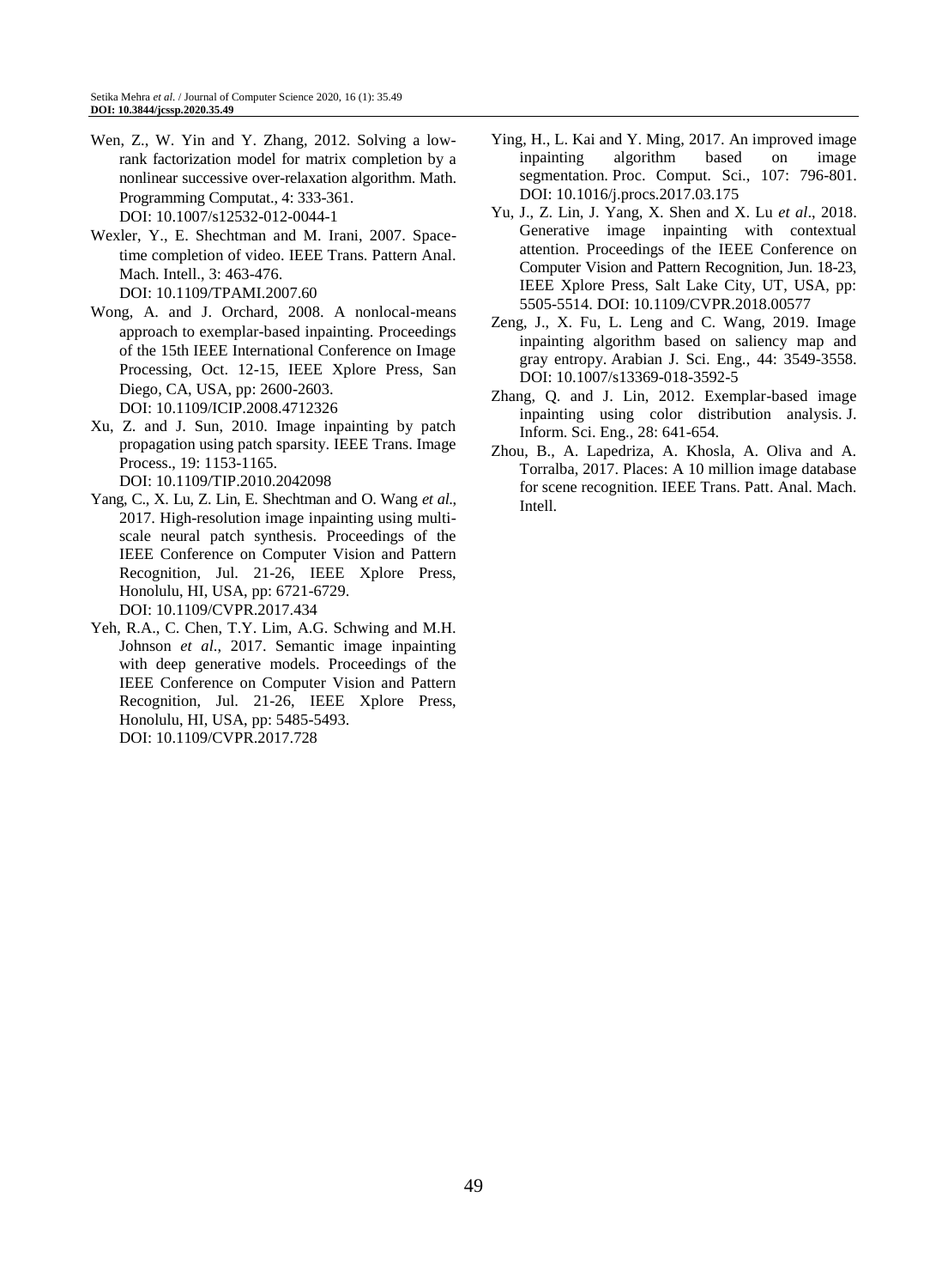Wen, Z., W. Yin and Y. Zhang, 2012. Solving a low-rank factorization model for matrix completion by a nonlinear successive over-relaxation algorithm. Math. Programming Computat., 4: 333-361. DOI: 10.1007/s12532-012-0044-1

Wexler, Y., E. Shechtman and M. Irani, 2007. Space-time completion of video. IEEE Trans. Pattern Anal. Mach. Intell., 3: 463-476. DOI: 10.1109/TPAMI.2007.60

Wong, A. and J. Orchard, 2008. A nonlocal-means approach to exemplar-based inpainting. Proceedings of the 15th IEEE International Conference on Image Processing, Oct. 12-15, IEEE Xplore Press, San Diego, CA, USA, pp: 2600-2603. DOI: 10.1109/ICIP.2008.4712326

Xu, Z. and J. Sun, 2010. Image inpainting by patch propagation using patch sparsity. IEEE Trans. Image Process., 19: 1153-1165. DOI: 10.1109/TIP.2010.2042098

Yang, C., X. Lu, Z. Lin, E. Shechtman and O. Wang *et al.*, 2017. High-resolution image inpainting using multi-scale neural patch synthesis. Proceedings of the IEEE Conference on Computer Vision and Pattern Recognition, Jul. 21-26, IEEE Xplore Press, Honolulu, HI, USA, pp: 6721-6729. DOI: 10.1109/CVPR.2017.434

Yeh, R.A., C. Chen, T.Y. Lim, A.G. Schwing and M.H. Johnson *et al.*, 2017. Semantic image inpainting with deep generative models. Proceedings of the IEEE Conference on Computer Vision and Pattern Recognition, Jul. 21-26, IEEE Xplore Press, Honolulu, HI, USA, pp: 5485-5493. DOI: 10.1109/CVPR.2017.728

Ying, H., L. Kai and Y. Ming, 2017. An improved image inpainting algorithm based on image segmentation. Proc. Comput. Sci., 107: 796-801. DOI: 10.1016/j.procs.2017.03.175

Yu, J., Z. Lin, J. Yang, X. Shen and X. Lu *et al*., 2018. Generative image inpainting with contextual attention. Proceedings of the IEEE Conference on Computer Vision and Pattern Recognition, Jun. 18-23, IEEE Xplore Press, Salt Lake City, UT, USA, pp: 5505-5514. DOI: 10.1109/CVPR.2018.00577

Zeng, J., X. Fu, L. Leng and C. Wang, 2019. Image inpainting algorithm based on saliency map and gray entropy. Arabian J. Sci. Eng., 44: 3549-3558. DOI: 10.1007/s13369-018-3592-5

Zhang, Q. and J. Lin, 2012. Exemplar-based image inpainting using color distribution analysis. J. Inform. Sci. Eng., 28: 641-654.

Zhou, B., A. Lapedriza, A. Khosla, A. Oliva and A. Torralba, 2017. Places: A 10 million image database for scene recognition. IEEE Trans. Patt. Anal. Mach. Intell.